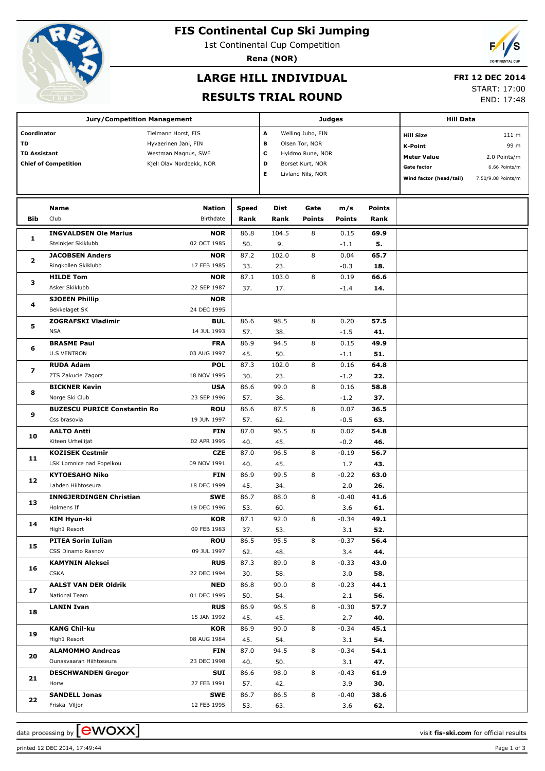# FIS Continental Cup Ski Jumping

1st Continental Cup Competition

**Rena (NOR)**

## LARGE HILL INDIVIDUAL

## RESULTS TRIAL ROUND

**FRI 12 DEC 2014**

START: 17:00

END: 17:48

| Jury/Competition Management | | Judges | | Hill Data | |
|---|---|---|---|---|---|
| **Coordinator** | Tielmann Horst, FIS | **A** | Welling Juho, FIN | **Hill Size** | 111 m |
| **TD** | Hyvaerinen Jani, FIN | **B** | Olsen Tor, NOR | **K-Point** | 99 m |
| **TD Assistant** | Westman Magnus, SWE | **C** | Hyldmo Rune, NOR | **Meter Value** | 2.0 Points/m |
| **Chief of Competition** | Kjell Olav Nordbekk, NOR | **D** | Borset Kurt, NOR | **Gate factor** | 6.66 Points/m |
| | | **E** | Livland Nils, NOR | **Wind factor (head/tail)** | 7.50/9.08 Points/m |

| Bib | Name / Club | Nation / Birthdate | Speed / Rank | Dist / Rank | Gate / Points | m/s / Points | Points / Rank |
|---|---|---|---|---|---|---|---|
| 1 | **INGVALDSEN Ole Marius** / Steinkjer Skiklubb | **NOR** / 02 OCT 1985 | 86.8 / 50. | 104.5 / 9. | 8 | 0.15 / -1.1 | **69.9** / **5.** |
| 2 | **JACOBSEN Anders** / Ringkollen Skiklubb | **NOR** / 17 FEB 1985 | 87.2 / 33. | 102.0 / 23. | 8 | 0.04 / -0.3 | **65.7** / **18.** |
| 3 | **HILDE Tom** / Asker Skiklubb | **NOR** / 22 SEP 1987 | 87.1 / 37. | 103.0 / 17. | 8 | 0.19 / -1.4 | **66.6** / **14.** |
| 4 | **SJOEEN Phillip** / Bekkelaget SK | **NOR** / 24 DEC 1995 | | | | | |
| 5 | **ZOGRAFSKI Vladimir** / NSA | **BUL** / 14 JUL 1993 | 86.6 / 57. | 98.5 / 38. | 8 | 0.20 / -1.5 | **57.5** / **41.** |
| 6 | **BRASME Paul** / U.S VENTRON | **FRA** / 03 AUG 1997 | 86.9 / 45. | 94.5 / 50. | 8 | 0.15 / -1.1 | **49.9** / **51.** |
| 7 | **RUDA Adam** / ZTS Zakucie Zagorz | **POL** / 18 NOV 1995 | 87.3 / 30. | 102.0 / 23. | 8 | 0.16 / -1.2 | **64.8** / **22.** |
| 8 | **BICKNER Kevin** / Norge Ski Club | **USA** / 23 SEP 1996 | 86.6 / 57. | 99.0 / 36. | 8 | 0.16 / -1.2 | **58.8** / **37.** |
| 9 | **BUZESCU PURICE Constantin Ro** / Css brasovia | **ROU** / 19 JUN 1997 | 86.6 / 57. | 87.5 / 62. | 8 | 0.07 / -0.5 | **36.5** / **63.** |
| 10 | **AALTO Antti** / Kiteen Urheilijat | **FIN** / 02 APR 1995 | 87.0 / 40. | 96.5 / 45. | 8 | 0.02 / -0.2 | **54.8** / **46.** |
| 11 | **KOZISEK Cestmir** / LSK Lomnice nad Popelkou | **CZE** / 09 NOV 1991 | 87.0 / 40. | 96.5 / 45. | 8 | -0.19 / 1.7 | **56.7** / **43.** |
| 12 | **KYTOESAHO Niko** / Lahden Hiihtoseura | **FIN** / 18 DEC 1999 | 86.9 / 45. | 99.5 / 34. | 8 | -0.22 / 2.0 | **63.0** / **26.** |
| 13 | **INNGJERDINGEN Christian** / Holmens If | **SWE** / 19 DEC 1996 | 86.7 / 53. | 88.0 / 60. | 8 | -0.40 / 3.6 | **41.6** / **61.** |
| 14 | **KIM Hyun-ki** / High1 Resort | **KOR** / 09 FEB 1983 | 87.1 / 37. | 92.0 / 53. | 8 | -0.34 / 3.1 | **49.1** / **52.** |
| 15 | **PITEA Sorin Iulian** / CSS Dinamo Rasnov | **ROU** / 09 JUL 1997 | 86.5 / 62. | 95.5 / 48. | 8 | -0.37 / 3.4 | **56.4** / **44.** |
| 16 | **KAMYNIN Aleksei** / CSKA | **RUS** / 22 DEC 1994 | 87.3 / 30. | 89.0 / 58. | 8 | -0.33 / 3.0 | **43.0** / **58.** |
| 17 | **AALST VAN DER Oldrik** / National Team | **NED** / 01 DEC 1995 | 86.8 / 50. | 90.0 / 54. | 8 | -0.23 / 2.1 | **44.1** / **56.** |
| 18 | **LANIN Ivan** | **RUS** / 15 JAN 1992 | 86.9 / 45. | 96.5 / 45. | 8 | -0.30 / 2.7 | **57.7** / **40.** |
| 19 | **KANG Chil-ku** / High1 Resort | **KOR** / 08 AUG 1984 | 86.9 / 45. | 90.0 / 54. | 8 | -0.34 / 3.1 | **45.1** / **54.** |
| 20 | **ALAMOMMO Andreas** / Ounasvaaran Hiihtoseura | **FIN** / 23 DEC 1998 | 87.0 / 40. | 94.5 / 50. | 8 | -0.34 / 3.1 | **54.1** / **47.** |
| 21 | **DESCHWANDEN Gregor** / Horw | **SUI** / 27 FEB 1991 | 86.6 / 57. | 98.0 / 42. | 8 | -0.43 / 3.9 | **61.9** / **30.** |
| 22 | **SANDELL Jonas** / Friska Viljor | **SWE** / 12 FEB 1995 | 86.7 / 53. | 86.5 / 63. | 8 | -0.40 / 3.6 | **38.6** / **62.** |

data processing by [ewoxx] — visit **fis-ski.com** for official results

printed 12 DEC 2014, 17:49:44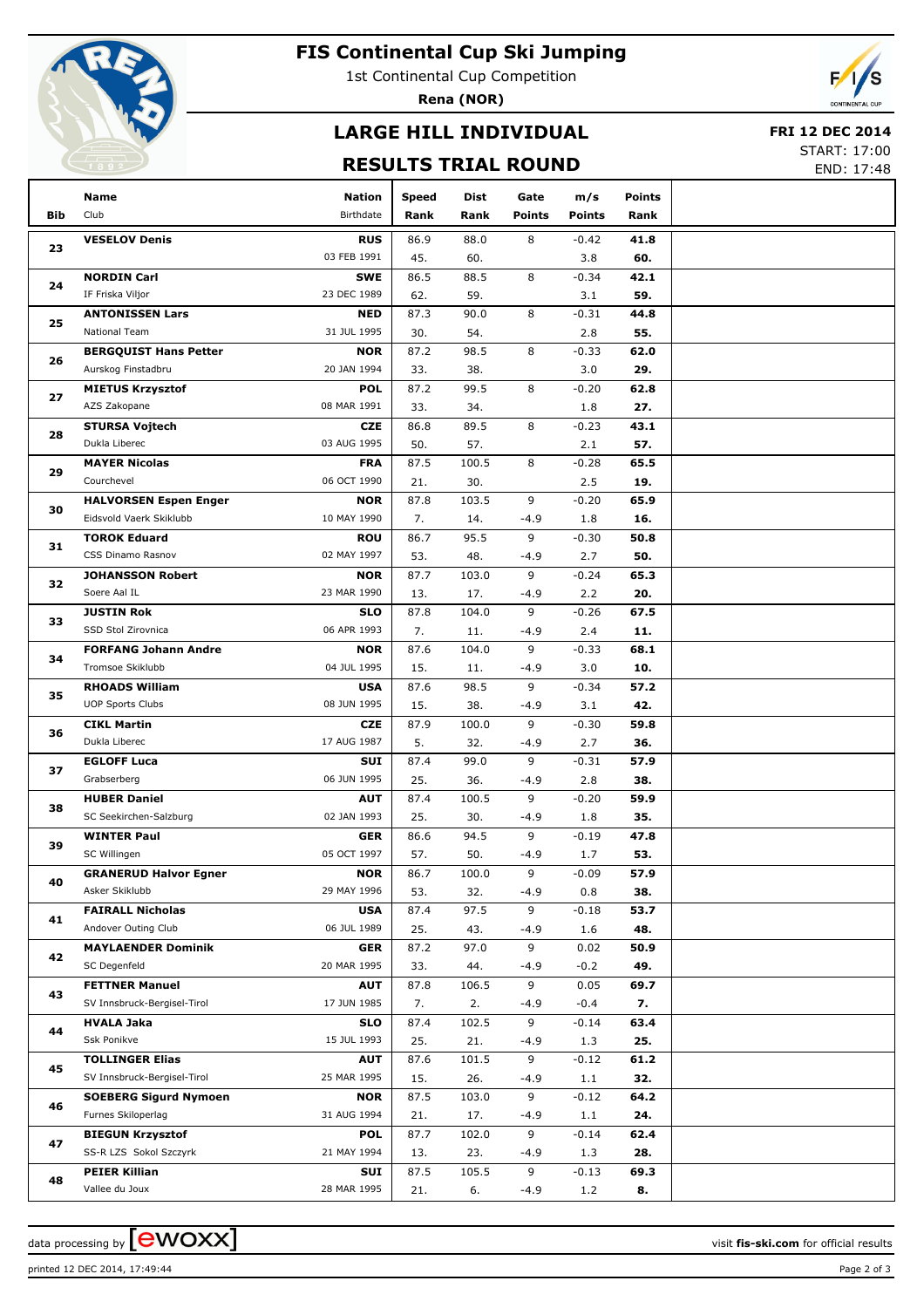# FIS Continental Cup Ski Jumping

1st Continental Cup Competition

**Rena (NOR)**

## LARGE HILL INDIVIDUAL

## RESULTS TRIAL ROUND

**FRI 12 DEC 2014**

START: 17:00

END: 17:48

| Bib | Name / Club | Nation / Birthdate | Speed / Rank | Dist / Rank | Gate / Points | m/s / Points | Points / Rank |
|---|---|---|---|---|---|---|---|
| 23 | **VESELOV Denis** | **RUS** | 86.9 | 88.0 | 8 | -0.42 | **41.8** |
| | | 03 FEB 1991 | 45. | 60. | | 3.8 | **60.** |
| 24 | **NORDIN Carl** | **SWE** | 86.5 | 88.5 | 8 | -0.34 | **42.1** |
| | IF Friska Viljor | 23 DEC 1989 | 62. | 59. | | 3.1 | **59.** |
| 25 | **ANTONISSEN Lars** | **NED** | 87.3 | 90.0 | 8 | -0.31 | **44.8** |
| | National Team | 31 JUL 1995 | 30. | 54. | | 2.8 | **55.** |
| 26 | **BERGQUIST Hans Petter** | **NOR** | 87.2 | 98.5 | 8 | -0.33 | **62.0** |
| | Aurskog Finstadbru | 20 JAN 1994 | 33. | 38. | | 3.0 | **29.** |
| 27 | **MIETUS Krzysztof** | **POL** | 87.2 | 99.5 | 8 | -0.20 | **62.8** |
| | AZS Zakopane | 08 MAR 1991 | 33. | 34. | | 1.8 | **27.** |
| 28 | **STURSA Vojtech** | **CZE** | 86.8 | 89.5 | 8 | -0.23 | **43.1** |
| | Dukla Liberec | 03 AUG 1995 | 50. | 57. | | 2.1 | **57.** |
| 29 | **MAYER Nicolas** | **FRA** | 87.5 | 100.5 | 8 | -0.28 | **65.5** |
| | Courchevel | 06 OCT 1990 | 21. | 30. | | 2.5 | **19.** |
| 30 | **HALVORSEN Espen Enger** | **NOR** | 87.8 | 103.5 | 9 | -0.20 | **65.9** |
| | Eidsvold Vaerk Skiklubb | 10 MAY 1990 | 7. | 14. | -4.9 | 1.8 | **16.** |
| 31 | **TOROK Eduard** | **ROU** | 86.7 | 95.5 | 9 | -0.30 | **50.8** |
| | CSS Dinamo Rasnov | 02 MAY 1997 | 53. | 48. | -4.9 | 2.7 | **50.** |
| 32 | **JOHANSSON Robert** | **NOR** | 87.7 | 103.0 | 9 | -0.24 | **65.3** |
| | Soere Aal IL | 23 MAR 1990 | 13. | 17. | -4.9 | 2.2 | **20.** |
| 33 | **JUSTIN Rok** | **SLO** | 87.8 | 104.0 | 9 | -0.26 | **67.5** |
| | SSD Stol Zirovnica | 06 APR 1993 | 7. | 11. | -4.9 | 2.4 | **11.** |
| 34 | **FORFANG Johann Andre** | **NOR** | 87.6 | 104.0 | 9 | -0.33 | **68.1** |
| | Tromsoe Skiklubb | 04 JUL 1995 | 15. | 11. | -4.9 | 3.0 | **10.** |
| 35 | **RHOADS William** | **USA** | 87.6 | 98.5 | 9 | -0.34 | **57.2** |
| | UOP Sports Clubs | 08 JUN 1995 | 15. | 38. | -4.9 | 3.1 | **42.** |
| 36 | **CIKL Martin** | **CZE** | 87.9 | 100.0 | 9 | -0.30 | **59.8** |
| | Dukla Liberec | 17 AUG 1987 | 5. | 32. | -4.9 | 2.7 | **36.** |
| 37 | **EGLOFF Luca** | **SUI** | 87.4 | 99.0 | 9 | -0.31 | **57.9** |
| | Grabserberg | 06 JUN 1995 | 25. | 36. | -4.9 | 2.8 | **38.** |
| 38 | **HUBER Daniel** | **AUT** | 87.4 | 100.5 | 9 | -0.20 | **59.9** |
| | SC Seekirchen-Salzburg | 02 JAN 1993 | 25. | 30. | -4.9 | 1.8 | **35.** |
| 39 | **WINTER Paul** | **GER** | 86.6 | 94.5 | 9 | -0.19 | **47.8** |
| | SC Willingen | 05 OCT 1997 | 57. | 50. | -4.9 | 1.7 | **53.** |
| 40 | **GRANERUD Halvor Egner** | **NOR** | 86.7 | 100.0 | 9 | -0.09 | **57.9** |
| | Asker Skiklubb | 29 MAY 1996 | 53. | 32. | -4.9 | 0.8 | **38.** |
| 41 | **FAIRALL Nicholas** | **USA** | 87.4 | 97.5 | 9 | -0.18 | **53.7** |
| | Andover Outing Club | 06 JUL 1989 | 25. | 43. | -4.9 | 1.6 | **48.** |
| 42 | **MAYLAENDER Dominik** | **GER** | 87.2 | 97.0 | 9 | 0.02 | **50.9** |
| | SC Degenfeld | 20 MAR 1995 | 33. | 44. | -4.9 | -0.2 | **49.** |
| 43 | **FETTNER Manuel** | **AUT** | 87.8 | 106.5 | 9 | 0.05 | **69.7** |
| | SV Innsbruck-Bergisel-Tirol | 17 JUN 1985 | 7. | 2. | -4.9 | -0.4 | **7.** |
| 44 | **HVALA Jaka** | **SLO** | 87.4 | 102.5 | 9 | -0.14 | **63.4** |
| | Ssk Ponikve | 15 JUL 1993 | 25. | 21. | -4.9 | 1.3 | **25.** |
| 45 | **TOLLINGER Elias** | **AUT** | 87.6 | 101.5 | 9 | -0.12 | **61.2** |
| | SV Innsbruck-Bergisel-Tirol | 25 MAR 1995 | 15. | 26. | -4.9 | 1.1 | **32.** |
| 46 | **SOEBERG Sigurd Nymoen** | **NOR** | 87.5 | 103.0 | 9 | -0.12 | **64.2** |
| | Furnes Skiloperlag | 31 AUG 1994 | 21. | 17. | -4.9 | 1.1 | **24.** |
| 47 | **BIEGUN Krzysztof** | **POL** | 87.7 | 102.0 | 9 | -0.14 | **62.4** |
| | SS-R LZS Sokol Szczyrk | 21 MAY 1994 | 13. | 23. | -4.9 | 1.3 | **28.** |
| 48 | **PEIER Killian** | **SUI** | 87.5 | 105.5 | 9 | -0.13 | **69.3** |
| | Vallee du Joux | 28 MAR 1995 | 21. | 6. | -4.9 | 1.2 | **8.** |

data processing by ewoxx

visit **fis-ski.com** for official results

printed 12 DEC 2014, 17:49:44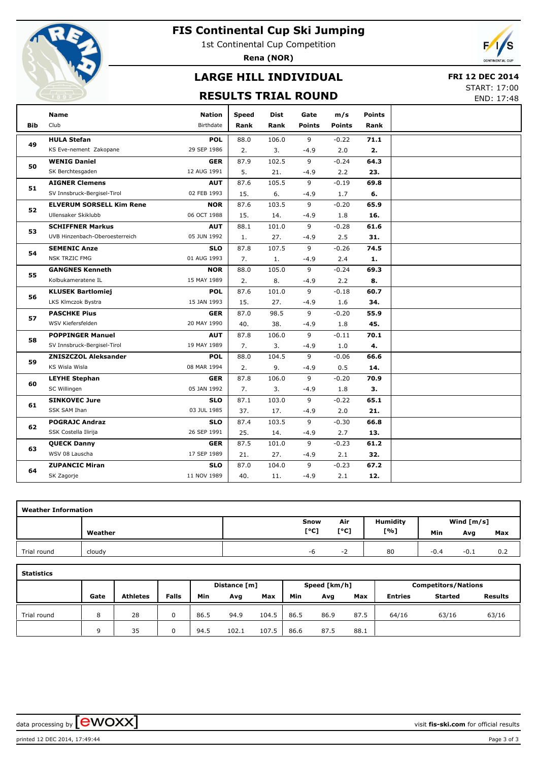# FIS Continental Cup Ski Jumping

1st Continental Cup Competition

**Rena (NOR)**

## LARGE HILL INDIVIDUAL

## RESULTS TRIAL ROUND

**FRI 12 DEC 2014**

START: 17:00

END: 17:48

| Bib | Name / Club | Nation / Birthdate | Speed / Rank | Dist / Rank | Gate / Points | m/s / Points | Points / Rank |
|---|---|---|---|---|---|---|---|
| 49 | **HULA Stefan** | **POL** | 88.0 | 106.0 | 9 | -0.22 | **71.1** |
| | KS Eve-nement Zakopane | 29 SEP 1986 | 2. | 3. | -4.9 | 2.0 | **2.** |
| 50 | **WENIG Daniel** | **GER** | 87.9 | 102.5 | 9 | -0.24 | **64.3** |
| | SK Berchtesgaden | 12 AUG 1991 | 5. | 21. | -4.9 | 2.2 | **23.** |
| 51 | **AIGNER Clemens** | **AUT** | 87.6 | 105.5 | 9 | -0.19 | **69.8** |
| | SV Innsbruck-Bergisel-Tirol | 02 FEB 1993 | 15. | 6. | -4.9 | 1.7 | **6.** |
| 52 | **ELVERUM SORSELL Kim Rene** | **NOR** | 87.6 | 103.5 | 9 | -0.20 | **65.9** |
| | Ullensaker Skiklubb | 06 OCT 1988 | 15. | 14. | -4.9 | 1.8 | **16.** |
| 53 | **SCHIFFNER Markus** | **AUT** | 88.1 | 101.0 | 9 | -0.28 | **61.6** |
| | UVB Hinzenbach-Oberoesterreich | 05 JUN 1992 | 1. | 27. | -4.9 | 2.5 | **31.** |
| 54 | **SEMENIC Anze** | **SLO** | 87.8 | 107.5 | 9 | -0.26 | **74.5** |
| | NSK TRZIC FMG | 01 AUG 1993 | 7. | 1. | -4.9 | 2.4 | **1.** |
| 55 | **GANGNES Kenneth** | **NOR** | 88.0 | 105.0 | 9 | -0.24 | **69.3** |
| | Kolbukameratene IL | 15 MAY 1989 | 2. | 8. | -4.9 | 2.2 | **8.** |
| 56 | **KLUSEK Bartlomiej** | **POL** | 87.6 | 101.0 | 9 | -0.18 | **60.7** |
| | LKS Klmczok Bystra | 15 JAN 1993 | 15. | 27. | -4.9 | 1.6 | **34.** |
| 57 | **PASCHKE Pius** | **GER** | 87.0 | 98.5 | 9 | -0.20 | **55.9** |
| | WSV Kiefersfelden | 20 MAY 1990 | 40. | 38. | -4.9 | 1.8 | **45.** |
| 58 | **POPPINGER Manuel** | **AUT** | 87.8 | 106.0 | 9 | -0.11 | **70.1** |
| | SV Innsbruck-Bergisel-Tirol | 19 MAY 1989 | 7. | 3. | -4.9 | 1.0 | **4.** |
| 59 | **ZNISZCZOL Aleksander** | **POL** | 88.0 | 104.5 | 9 | -0.06 | **66.6** |
| | KS Wisla Wisla | 08 MAR 1994 | 2. | 9. | -4.9 | 0.5 | **14.** |
| 60 | **LEYHE Stephan** | **GER** | 87.8 | 106.0 | 9 | -0.20 | **70.9** |
| | SC Willingen | 05 JAN 1992 | 7. | 3. | -4.9 | 1.8 | **3.** |
| 61 | **SINKOVEC Jure** | **SLO** | 87.1 | 103.0 | 9 | -0.22 | **65.1** |
| | SSK SAM Ihan | 03 JUL 1985 | 37. | 17. | -4.9 | 2.0 | **21.** |
| 62 | **POGRAJC Andraz** | **SLO** | 87.4 | 103.5 | 9 | -0.30 | **66.8** |
| | SSK Costella Ilirija | 26 SEP 1991 | 25. | 14. | -4.9 | 2.7 | **13.** |
| 63 | **QUECK Danny** | **GER** | 87.5 | 101.0 | 9 | -0.23 | **61.2** |
| | WSV 08 Lauscha | 17 SEP 1989 | 21. | 27. | -4.9 | 2.1 | **32.** |
| 64 | **ZUPANCIC Miran** | **SLO** | 87.0 | 104.0 | 9 | -0.23 | **67.2** |
| | SK Zagorje | 11 NOV 1989 | 40. | 11. | -4.9 | 2.1 | **12.** |

**Weather Information**

| | Weather | Snow [°C] | Air [°C] | Humidity [%] | Wind [m/s] Min | Avg | Max |
|---|---|---|---|---|---|---|---|
| Trial round | cloudy | -6 | -2 | 80 | -0.4 | -0.1 | 0.2 |

**Statistics**

| | Gate | Athletes | Falls | Distance [m] Min | Avg | Max | Speed [km/h] Min | Avg | Max | Competitors/Nations Entries | Started | Results |
|---|---|---|---|---|---|---|---|---|---|---|---|---|
| Trial round | 8 | 28 | 0 | 86.5 | 94.9 | 104.5 | 86.5 | 86.9 | 87.5 | 64/16 | 63/16 | 63/16 |
| | 9 | 35 | 0 | 94.5 | 102.1 | 107.5 | 86.6 | 87.5 | 88.1 | | | |

data processing by ewoxx — visit **fis-ski.com** for official results

printed 12 DEC 2014, 17:49:44